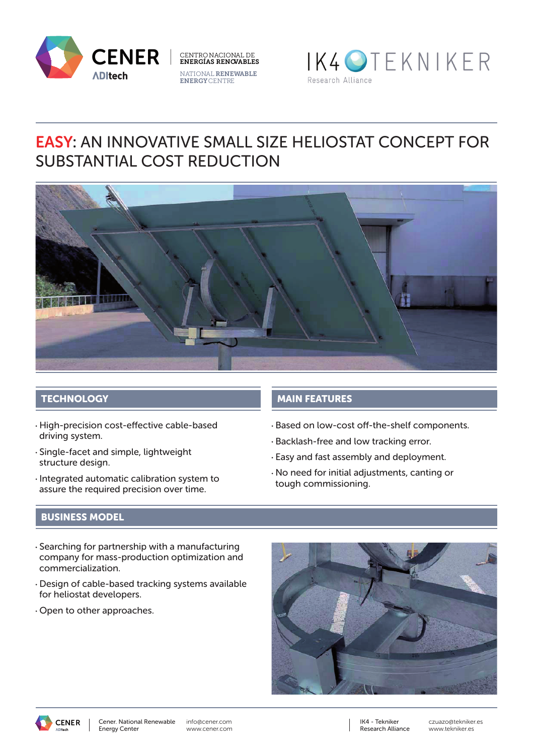CENER ADItech | CENTRO NACIONAL DE ENERGÍAS RENOVABLES | NATIONAL RENEWABLE ENERGY CENTRE

IK4 TEKNIKER Research Alliance

# EASY: AN INNOVATIVE SMALL SIZE HELIOSTAT CONCEPT FOR SUBSTANTIAL COST REDUCTION

## TECHNOLOGY

- High-precision cost-effective cable-based driving system.
- Single-facet and simple, lightweight structure design.
- Integrated automatic calibration system to assure the required precision over time.

## MAIN FEATURES

- Based on low-cost off-the-shelf components.
- Backlash-free and low tracking error.
- Easy and fast assembly and deployment.
- No need for initial adjustments, canting or tough commissioning.

## BUSINESS MODEL

- Searching for partnership with a manufacturing company for mass-production optimization and commercialization.
- Design of cable-based tracking systems available for heliostat developers.
- Open to other approaches.

Cener. National Renewable Energy Center | info@cener.com | www.cener.com

IK4 - Tekniker Research Alliance | czuazo@tekniker.es | www.tekniker.es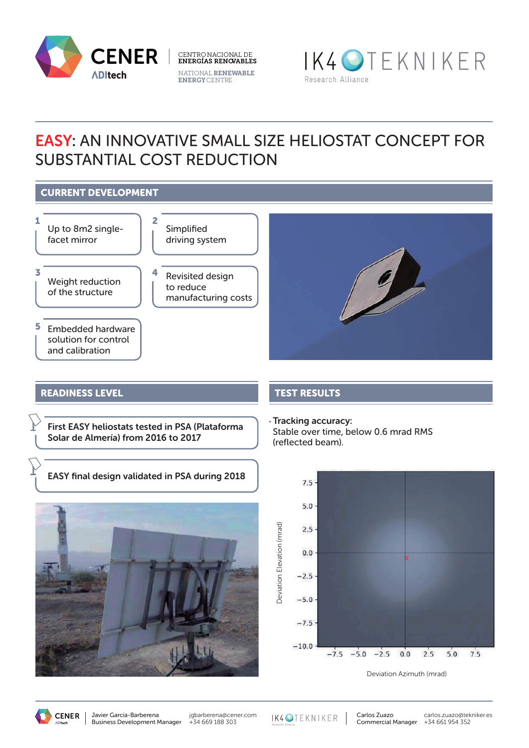CENER
ADItech

CENTRO NACIONAL DE ENERGÍAS RENOVABLES
NATIONAL RENEWABLE ENERGY CENTRE

IK4 TEKNIKER
Research Alliance

# EASY: AN INNOVATIVE SMALL SIZE HELIOSTAT CONCEPT FOR SUBSTANTIAL COST REDUCTION

## CURRENT DEVELOPMENT

1. Up to 8m2 single-facet mirror
2. Simplified driving system
3. Weight reduction of the structure
4. Revisited design to reduce manufacturing costs
5. Embedded hardware solution for control and calibration

## READINESS LEVEL

**First EASY heliostats tested in PSA (Plataforma Solar de Almería) from 2016 to 2017**

**EASY final design validated in PSA during 2018**

## TEST RESULTS

- **Tracking accuracy:**
  Stable over time, below 0.6 mrad RMS (reflected beam).

Deviation Elevation (mrad)
7.5
5.0
2.5
0.0
−2.5
−5.0
−7.5
−10.0

−7.5 −5.0 −2.5 0.0 2.5 5.0 7.5
Deviation Azimuth (mrad)

CENER ADItech | Javier García-Barberena, Business Development Manager | jgbarberena@cener.com | +34 669 188 303

IK4 TEKNIKER | Carlos Zuazo, Commercial Manager | carlos.zuazo@tekniker.es | +34 661 954 352